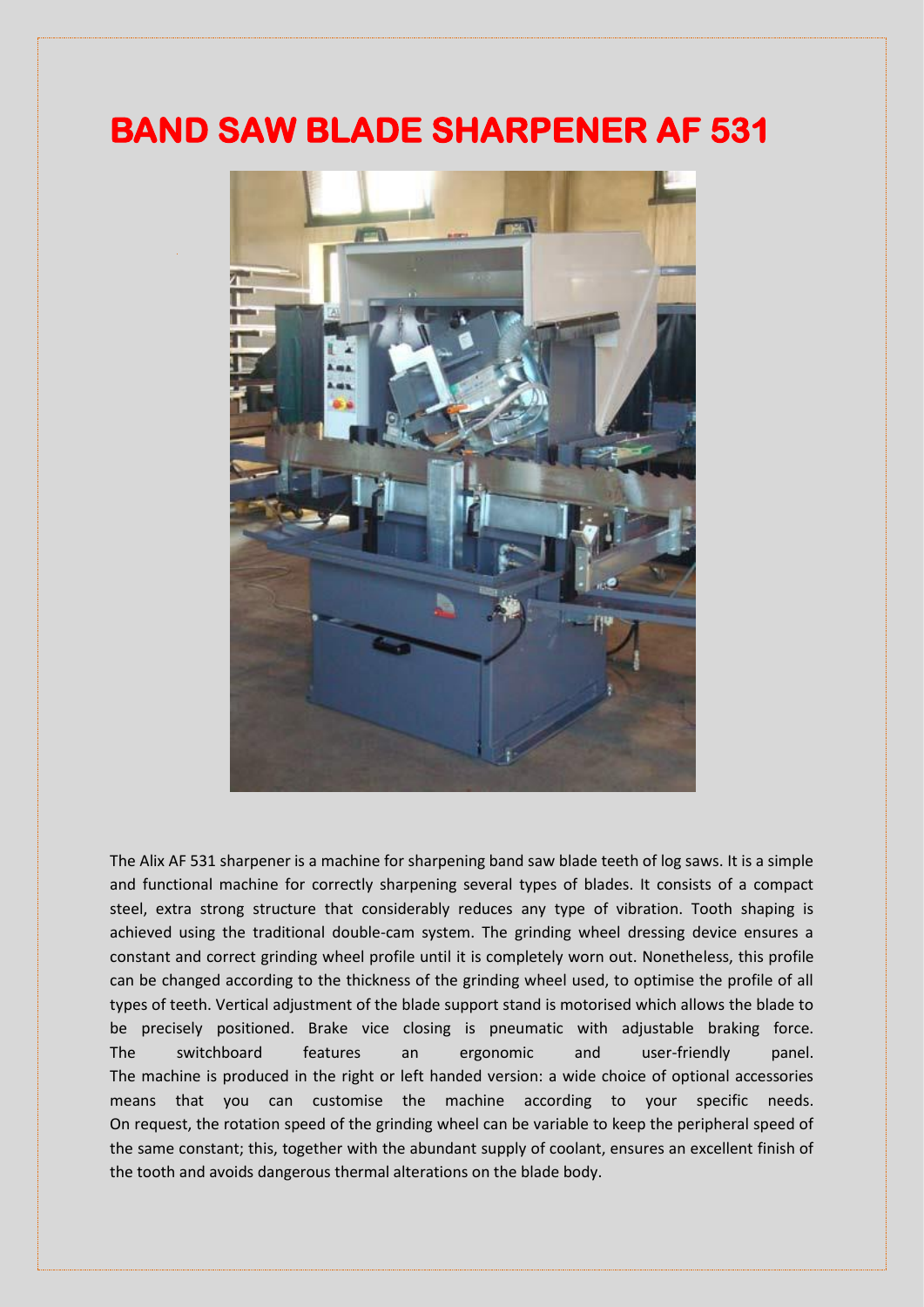# BAND SAW BLADE SHARPENER AF 531

The Alix AF 531 sharpener is a machine for sharpening band saw blade teeth of log saws. It is a simple and functional machine for correctly sharpening several types of blades. It consists of a compact steel, extra strong structure that considerably reduces any type of vibration. Tooth shaping is achieved using the traditional double-cam system. The grinding wheel dressing device ensures a constant and correct grinding wheel profile until it is completely worn out. Nonetheless, this profile can be changed according to the thickness of the grinding wheel used, to optimise the profile of all types of teeth. Vertical adjustment of the blade support stand is motorised which allows the blade to be precisely positioned. Brake vice closing is pneumatic with adjustable braking force. The switchboard features an ergonomic and user-friendly panel.

The machine is produced in the right or left handed version: a wide choice of optional accessories means that you can customise the machine according to your specific needs.

On request, the rotation speed of the grinding wheel can be variable to keep the peripheral speed of the same constant; this, together with the abundant supply of coolant, ensures an excellent finish of the tooth and avoids dangerous thermal alterations on the blade body.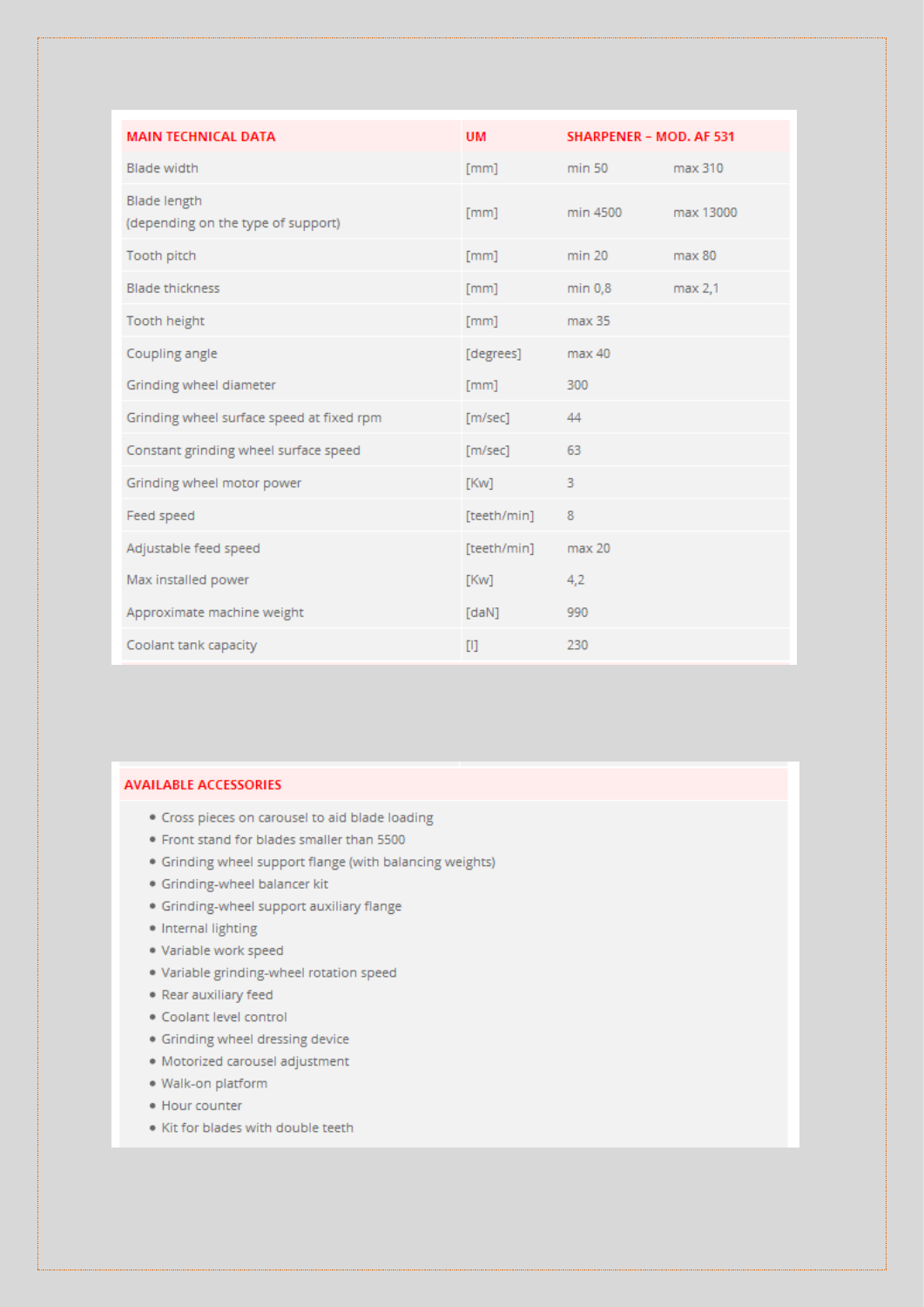| MAIN TECHNICAL DATA | UM | SHARPENER – MOD. AF 531 | |
|---|---|---|---|
| Blade width | [mm] | min 50 | max 310 |
| Blade length (depending on the type of support) | [mm] | min 4500 | max 13000 |
| Tooth pitch | [mm] | min 20 | max 80 |
| Blade thickness | [mm] | min 0,8 | max 2,1 |
| Tooth height | [mm] | max 35 | |
| Coupling angle | [degrees] | max 40 | |
| Grinding wheel diameter | [mm] | 300 | |
| Grinding wheel surface speed at fixed rpm | [m/sec] | 44 | |
| Constant grinding wheel surface speed | [m/sec] | 63 | |
| Grinding wheel motor power | [Kw] | 3 | |
| Feed speed | [teeth/min] | 8 | |
| Adjustable feed speed | [teeth/min] | max 20 | |
| Max installed power | [Kw] | 4,2 | |
| Approximate machine weight | [daN] | 990 | |
| Coolant tank capacity | [l] | 230 | |

**AVAILABLE ACCESSORIES**

- Cross pieces on carousel to aid blade loading
- Front stand for blades smaller than 5500
- Grinding wheel support flange (with balancing weights)
- Grinding-wheel balancer kit
- Grinding-wheel support auxiliary flange
- Internal lighting
- Variable work speed
- Variable grinding-wheel rotation speed
- Rear auxiliary feed
- Coolant level control
- Grinding wheel dressing device
- Motorized carousel adjustment
- Walk-on platform
- Hour counter
- Kit for blades with double teeth